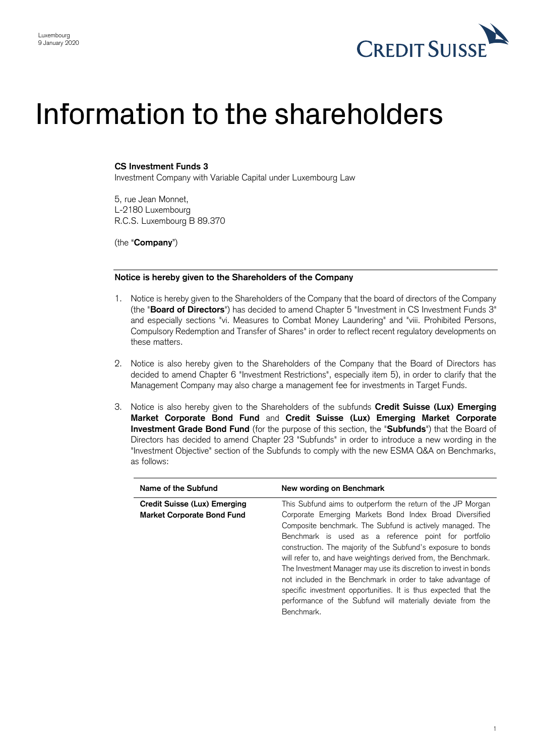Luxembourg
9 January 2020

# Information to the shareholders

**CS Investment Funds 3**
Investment Company with Variable Capital under Luxembourg Law

5, rue Jean Monnet,
L-2180 Luxembourg
R.C.S. Luxembourg B 89.370

(the "**Company**")

**Notice is hereby given to the Shareholders of the Company**

1. Notice is hereby given to the Shareholders of the Company that the board of directors of the Company (the "**Board of Directors**") has decided to amend Chapter 5 "Investment in CS Investment Funds 3" and especially sections "vi. Measures to Combat Money Laundering" and "viii. Prohibited Persons, Compulsory Redemption and Transfer of Shares" in order to reflect recent regulatory developments on these matters.

2. Notice is also hereby given to the Shareholders of the Company that the Board of Directors has decided to amend Chapter 6 "Investment Restrictions", especially item 5), in order to clarify that the Management Company may also charge a management fee for investments in Target Funds.

3. Notice is also hereby given to the Shareholders of the subfunds **Credit Suisse (Lux) Emerging Market Corporate Bond Fund** and **Credit Suisse (Lux) Emerging Market Corporate Investment Grade Bond Fund** (for the purpose of this section, the "**Subfunds**") that the Board of Directors has decided to amend Chapter 23 "Subfunds" in order to introduce a new wording in the "Investment Objective" section of the Subfunds to comply with the new ESMA Q&A on Benchmarks, as follows:

| Name of the Subfund | New wording on Benchmark |
|---|---|
| **Credit Suisse (Lux) Emerging Market Corporate Bond Fund** | This Subfund aims to outperform the return of the JP Morgan Corporate Emerging Markets Bond Index Broad Diversified Composite benchmark. The Subfund is actively managed. The Benchmark is used as a reference point for portfolio construction. The majority of the Subfund's exposure to bonds will refer to, and have weightings derived from, the Benchmark. The Investment Manager may use its discretion to invest in bonds not included in the Benchmark in order to take advantage of specific investment opportunities. It is thus expected that the performance of the Subfund will materially deviate from the Benchmark. |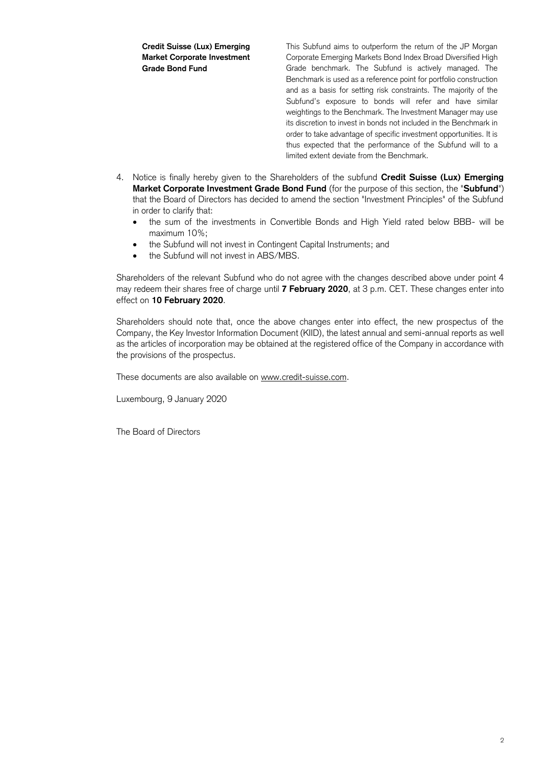| | |
|---|---|
| **Credit Suisse (Lux) Emerging Market Corporate Investment Grade Bond Fund** | This Subfund aims to outperform the return of the JP Morgan Corporate Emerging Markets Bond Index Broad Diversified High Grade benchmark. The Subfund is actively managed. The Benchmark is used as a reference point for portfolio construction and as a basis for setting risk constraints. The majority of the Subfund's exposure to bonds will refer and have similar weightings to the Benchmark. The Investment Manager may use its discretion to invest in bonds not included in the Benchmark in order to take advantage of specific investment opportunities. It is thus expected that the performance of the Subfund will to a limited extent deviate from the Benchmark. |

4. Notice is finally hereby given to the Shareholders of the subfund **Credit Suisse (Lux) Emerging Market Corporate Investment Grade Bond Fund** (for the purpose of this section, the "**Subfund**") that the Board of Directors has decided to amend the section "Investment Principles" of the Subfund in order to clarify that:
   - the sum of the investments in Convertible Bonds and High Yield rated below BBB- will be maximum 10%;
   - the Subfund will not invest in Contingent Capital Instruments; and
   - the Subfund will not invest in ABS/MBS.

   Shareholders of the relevant Subfund who do not agree with the changes described above under point 4 may redeem their shares free of charge until **7 February 2020**, at 3 p.m. CET. These changes enter into effect on **10 February 2020**.

   Shareholders should note that, once the above changes enter into effect, the new prospectus of the Company, the Key Investor Information Document (KIID), the latest annual and semi-annual reports as well as the articles of incorporation may be obtained at the registered office of the Company in accordance with the provisions of the prospectus.

   These documents are also available on www.credit-suisse.com.

   Luxembourg, 9 January 2020

   The Board of Directors